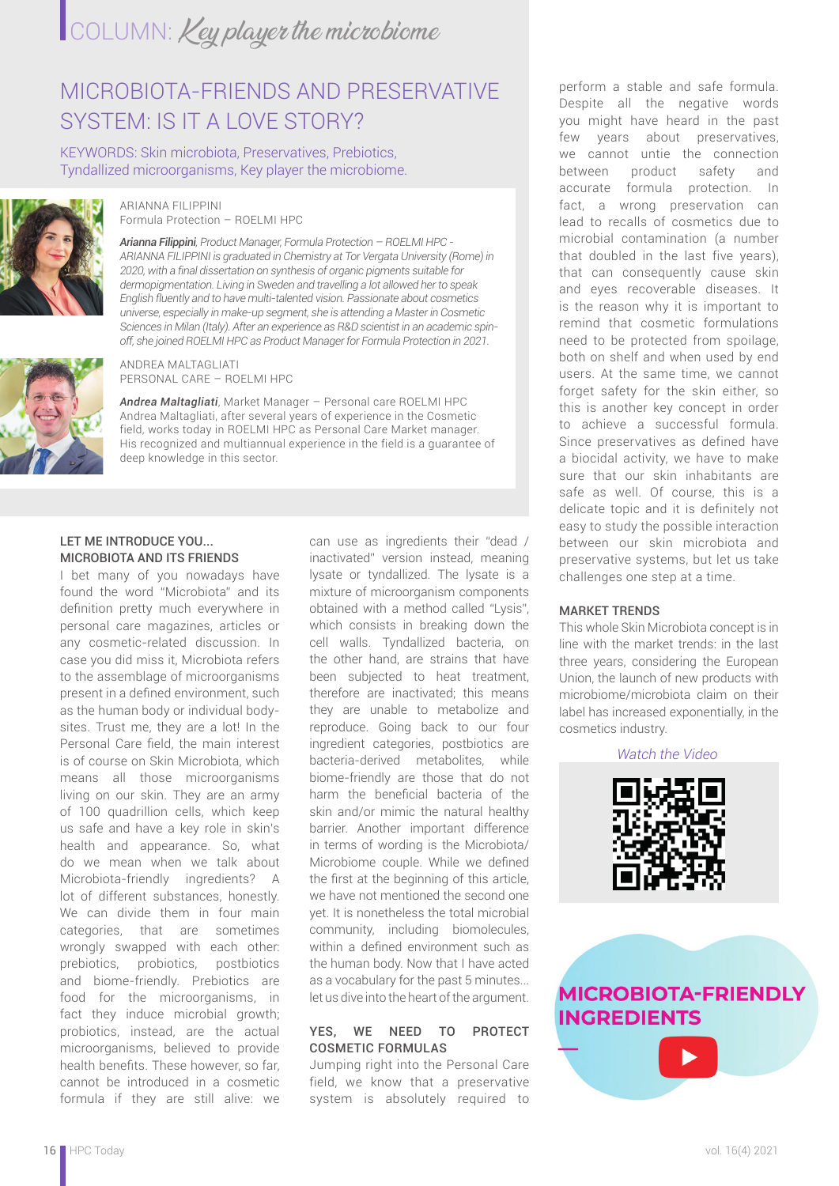COLUMN: *Key player the microbiome*

# MICROBIOTA-FRIENDS AND PRESERVATIVE SYSTEM: IS IT A LOVE STORY?

KEYWORDS: Skin microbiota, Preservatives, Prebiotics, Tyndallized microorganisms, Key player the microbiome.

ARIANNA FILIPPINI
Formula Protection – ROELMI HPC

***Arianna Filippini**, Product Manager, Formula Protection – ROELMI HPC - ARIANNA FILIPPINI is graduated in Chemistry at Tor Vergata University (Rome) in 2020, with a final dissertation on synthesis of organic pigments suitable for dermopigmentation. Living in Sweden and travelling a lot allowed her to speak English fluently and to have multi-talented vision. Passionate about cosmetics universe, especially in make-up segment, she is attending a Master in Cosmetic Sciences in Milan (Italy). After an experience as R&D scientist in an academic spin-off, she joined ROELMI HPC as Product Manager for Formula Protection in 2021.*

ANDREA MALTAGLIATI
PERSONAL CARE – ROELMI HPC

***Andrea Maltagliati**, Market Manager – Personal care ROELMI HPC*
Andrea Maltagliati, after several years of experience in the Cosmetic field, works today in ROELMI HPC as Personal Care Market manager. His recognized and multiannual experience in the field is a guarantee of deep knowledge in this sector.

## LET ME INTRODUCE YOU... MICROBIOTA AND ITS FRIENDS

I bet many of you nowadays have found the word "Microbiota" and its definition pretty much everywhere in personal care magazines, articles or any cosmetic-related discussion. In case you did miss it, Microbiota refers to the assemblage of microorganisms present in a defined environment, such as the human body or individual body-sites. Trust me, they are a lot! In the Personal Care field, the main interest is of course on Skin Microbiota, which means all those microorganisms living on our skin. They are an army of 100 quadrillion cells, which keep us safe and have a key role in skin's health and appearance. So, what do we mean when we talk about Microbiota-friendly ingredients? A lot of different substances, honestly. We can divide them in four main categories, that are sometimes wrongly swapped with each other: prebiotics, probiotics, postbiotics and biome-friendly. Prebiotics are food for the microorganisms, in fact they induce microbial growth; probiotics, instead, are the actual microorganisms, believed to provide health benefits. These however, so far, cannot be introduced in a cosmetic formula if they are still alive: we can use as ingredients their "dead / inactivated" version instead, meaning lysate or tyndallized. The lysate is a mixture of microorganism components obtained with a method called "Lysis", which consists in breaking down the cell walls. Tyndallized bacteria, on the other hand, are strains that have been subjected to heat treatment, therefore are inactivated; this means they are unable to metabolize and reproduce. Going back to our four ingredient categories, postbiotics are bacteria-derived metabolites, while biome-friendly are those that do not harm the beneficial bacteria of the skin and/or mimic the natural healthy barrier. Another important difference in terms of wording is the Microbiota/Microbiome couple. While we defined the first at the beginning of this article, we have not mentioned the second one yet. It is nonetheless the total microbial community, including biomolecules, within a defined environment such as the human body. Now that I have acted as a vocabulary for the past 5 minutes... let us dive into the heart of the argument.

## YES, WE NEED TO PROTECT COSMETIC FORMULAS

Jumping right into the Personal Care field, we know that a preservative system is absolutely required to perform a stable and safe formula. Despite all the negative words you might have heard in the past few years about preservatives, we cannot untie the connection between product safety and accurate formula protection. In fact, a wrong preservation can lead to recalls of cosmetics due to microbial contamination (a number that doubled in the last five years), that can consequently cause skin and eyes recoverable diseases. It is the reason why it is important to remind that cosmetic formulations need to be protected from spoilage, both on shelf and when used by end users. At the same time, we cannot forget safety for the skin either, so this is another key concept in order to achieve a successful formula. Since preservatives as defined have a biocidal activity, we have to make sure that our skin inhabitants are safe as well. Of course, this is a delicate topic and it is definitely not easy to study the possible interaction between our skin microbiota and preservative systems, but let us take challenges one step at a time.

## MARKET TRENDS

This whole Skin Microbiota concept is in line with the market trends: in the last three years, considering the European Union, the launch of new products with microbiome/microbiota claim on their label has increased exponentially, in the cosmetics industry.

*Watch the Video*

MICROBIOTA-FRIENDLY INGREDIENTS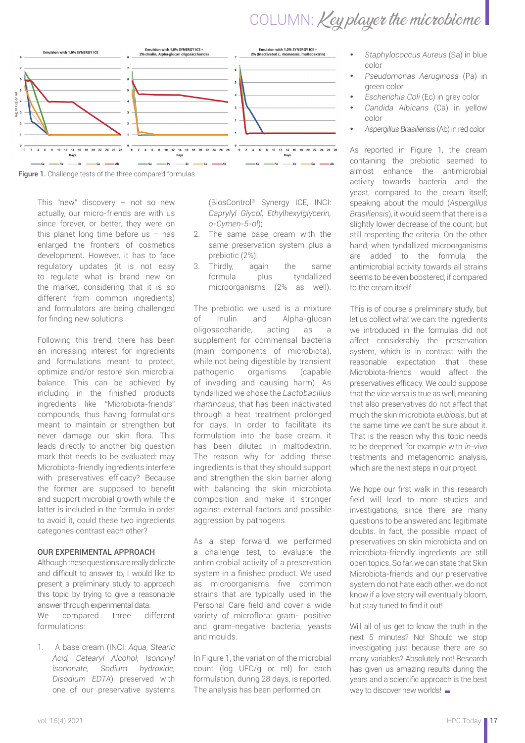Emulsion with 1.0% SYNERGY ICE

8
7
6
5
4
3
2
1
0

log UFC/g or ml

0 2 4 6 8 10 12 14 16 18 20 22 24 26 28

Days

Sa Pa Ec Ca Ab

Emulsion with 1,0% SYNERGY ICE + 2% (Inulin, Alpha-glucan oligosaccharide)

8
7
6
5
4
3
2
1
0

0 2 4 6 8 10 12 14 16 18 20 22 24 26 28

Days

Sa Pa Ec Ca Ab

Emulsion with 1,0% SYNERGY ICE + 2% (Inactivated *L. rhamnosus*, maltodextrin)

7
6
5
4
3
2
1
0

0 2 4 6 8 10 12 14 16 18 20 22 24 26 28

Days

Sa Pa Ec Ca Ab

**Figure 1.** Challenge tests of the three compared formulas.

This "new" discovery – not so new actually, our micro-friends are with us since forever, or better, they were on this planet long time before us – has enlarged the frontiers of cosmetics development. However, it has to face regulatory updates (it is not easy to regulate what is brand new on the market, considering that it is so different from common ingredients) and formulators are being challenged for finding new solutions.

Following this trend, there has been an increasing interest for ingredients and formulations meant to protect, optimize and/or restore skin microbial balance. This can be achieved by including in the finished products ingredients like "Microbiota-friends" compounds, thus having formulations meant to maintain or strengthen but never damage our skin flora. This leads directly to another big question mark that needs to be evaluated: may Microbiota-friendly ingredients interfere with preservatives efficacy? Because the former are supposed to benefit and support microbial growth while the latter is included in the formula in order to avoid it, could these two ingredients categories contrast each other?

## OUR EXPERIMENTAL APPROACH

Although these questions are really delicate and difficult to answer to, I would like to present a preliminary study to approach this topic by trying to give a reasonable answer through experimental data.

We compared three different formulations:

1. A base cream (INCI: *Aqua, Stearic Acid, Cetearyl Alcohol, Isononyl isononate, Sodium hydroxide, Disodium EDTA*) preserved with one of our preservative systems (BiosControl® Synergy ICE, INCI: *Caprylyl Glycol, Ethylhexylglycerin, o-Cymen-5-ol*);
2. The same base cream with the same preservation system plus a prebiotic (2%);
3. Thirdly, again the same formula plus tyndallized microorganisms (2% as well).

The prebiotic we used is a mixture of Inulin and Alpha-glucan oligosaccharide, acting as a supplement for commensal bacteria (main components of microbiota), while not being digestible by transient pathogenic organisms (capable of invading and causing harm). As tyndallized we chose the *Lactobacillus rhamnosus*, that has been inactivated through a heat treatment prolonged for days. In order to facilitate its formulation into the base cream, it has been diluted in maltodextrin. The reason why for adding these ingredients is that they should support and strengthen the skin barrier along with balancing the skin microbiota composition and make it stronger against external factors and possible aggression by pathogens.

As a step forward, we performed a challenge test, to evaluate the antimicrobial activity of a preservation system in a finished product. We used as microorganisms five common strains that are typically used in the Personal Care field and cover a wide variety of microflora: gram- positive and gram-negative bacteria, yeasts and moulds.

In Figure 1, the variation of the microbial count (log UFC/g or ml) for each formulation, during 28 days, is reported. The analysis has been performed on:

- *Staphylococcus Aureus* (Sa) in blue color
- *Pseudomonas Aeruginosa* (Pa) in green color
- *Escherichia Coli* (Ec) in grey color
- *Candida Albicans* (Ca) in yellow color
- *Aspergillus Brasiliensis* (Ab) in red color

As reported in Figure 1, the cream containing the prebiotic seemed to almost enhance the antimicrobial activity towards bacteria and the yeast, compared to the cream itself; speaking about the mould (*Aspergillus Brasiliensis*), it would seem that there is a slightly lower decrease of the count, but still respecting the criteria. On the other hand, when tyndallized microorganisms are added to the formula, the antimicrobial activity towards all strains seems to be even boostered, if compared to the cream itself.

This is of course a preliminary study, but let us collect what we can: the ingredients we introduced in the formulas did not affect considerably the preservation system, which is in contrast with the reasonable expectation that these Microbiota-friends would affect the preservatives efficacy. We could suppose that the vice versa is true as well, meaning that also preservatives do not affect that much the skin microbiota *eubiosis*, but at the same time we can't be sure about it. That is the reason why this topic needs to be deepened, for example with *in-vivo* treatments and metagenomic analysis, which are the next steps in our project.

We hope our first walk in this research field will lead to more studies and investigations, since there are many questions to be answered and legitimate doubts. In fact, the possible impact of preservatives on skin microbiota and on microbiota-friendly ingredients are still open topics. So far, we can state that Skin Microbiota-friends and our preservative system do not hate each other, we do not know if a love story will eventually bloom, but stay tuned to find it out!

Will all of us get to know the truth in the next 5 minutes? No! Should we stop investigating just because there are so many variables? Absolutely not! Research has given us amazing results during the years and a scientific approach is the best way to discover new worlds!